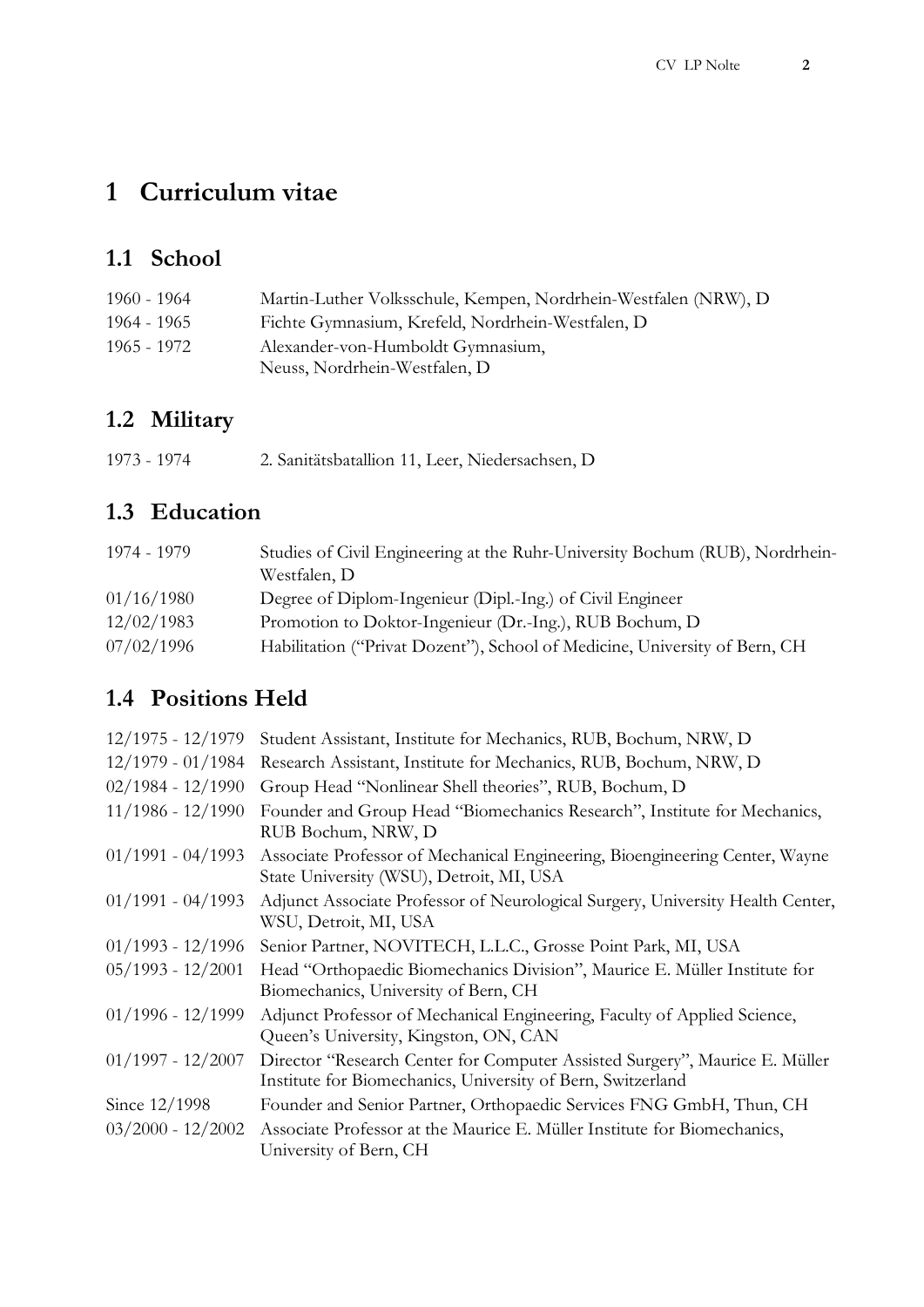# 1 Curriculum vitae

## 1.1 School

| | |
|---|---|
| 1960 - 1964 | Martin-Luther Volksschule, Kempen, Nordrhein-Westfalen (NRW), D |
| 1964 - 1965 | Fichte Gymnasium, Krefeld, Nordrhein-Westfalen, D |
| 1965 - 1972 | Alexander-von-Humboldt Gymnasium, Neuss, Nordrhein-Westfalen, D |

## 1.2 Military

| | |
|---|---|
| 1973 - 1974 | 2. Sanitätsbatallion 11, Leer, Niedersachsen, D |

## 1.3 Education

| | |
|---|---|
| 1974 - 1979 | Studies of Civil Engineering at the Ruhr-University Bochum (RUB), Nordrhein-Westfalen, D |
| 01/16/1980 | Degree of Diplom-Ingenieur (Dipl.-Ing.) of Civil Engineer |
| 12/02/1983 | Promotion to Doktor-Ingenieur (Dr.-Ing.), RUB Bochum, D |
| 07/02/1996 | Habilitation ("Privat Dozent"), School of Medicine, University of Bern, CH |

## 1.4 Positions Held

| | |
|---|---|
| 12/1975 - 12/1979 | Student Assistant, Institute for Mechanics, RUB, Bochum, NRW, D |
| 12/1979 - 01/1984 | Research Assistant, Institute for Mechanics, RUB, Bochum, NRW, D |
| 02/1984 - 12/1990 | Group Head "Nonlinear Shell theories", RUB, Bochum, D |
| 11/1986 - 12/1990 | Founder and Group Head "Biomechanics Research", Institute for Mechanics, RUB Bochum, NRW, D |
| 01/1991 - 04/1993 | Associate Professor of Mechanical Engineering, Bioengineering Center, Wayne State University (WSU), Detroit, MI, USA |
| 01/1991 - 04/1993 | Adjunct Associate Professor of Neurological Surgery, University Health Center, WSU, Detroit, MI, USA |
| 01/1993 - 12/1996 | Senior Partner, NOVITECH, L.L.C., Grosse Point Park, MI, USA |
| 05/1993 - 12/2001 | Head "Orthopaedic Biomechanics Division", Maurice E. Müller Institute for Biomechanics, University of Bern, CH |
| 01/1996 - 12/1999 | Adjunct Professor of Mechanical Engineering, Faculty of Applied Science, Queen's University, Kingston, ON, CAN |
| 01/1997 - 12/2007 | Director "Research Center for Computer Assisted Surgery", Maurice E. Müller Institute for Biomechanics, University of Bern, Switzerland |
| Since 12/1998 | Founder and Senior Partner, Orthopaedic Services FNG GmbH, Thun, CH |
| 03/2000 - 12/2002 | Associate Professor at the Maurice E. Müller Institute for Biomechanics, University of Bern, CH |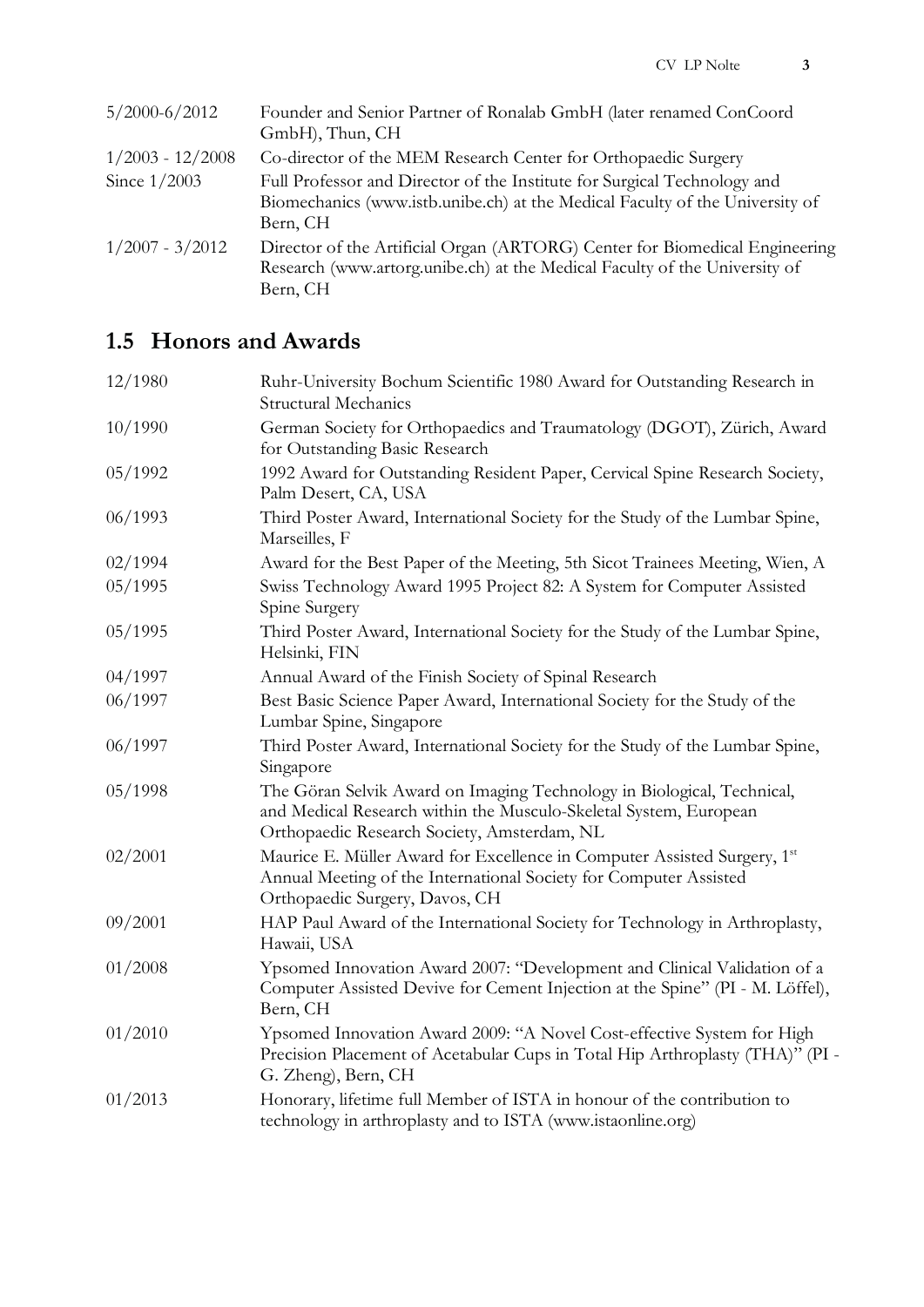| | |
|---|---|
| 5/2000-6/2012 | Founder and Senior Partner of Ronalab GmbH (later renamed ConCoord GmbH), Thun, CH |
| 1/2003 - 12/2008 | Co-director of the MEM Research Center for Orthopaedic Surgery |
| Since 1/2003 | Full Professor and Director of the Institute for Surgical Technology and Biomechanics (www.istb.unibe.ch) at the Medical Faculty of the University of Bern, CH |
| 1/2007 - 3/2012 | Director of the Artificial Organ (ARTORG) Center for Biomedical Engineering Research (www.artorg.unibe.ch) at the Medical Faculty of the University of Bern, CH |

## 1.5 Honors and Awards

| | |
|---|---|
| 12/1980 | Ruhr-University Bochum Scientific 1980 Award for Outstanding Research in Structural Mechanics |
| 10/1990 | German Society for Orthopaedics and Traumatology (DGOT), Zürich, Award for Outstanding Basic Research |
| 05/1992 | 1992 Award for Outstanding Resident Paper, Cervical Spine Research Society, Palm Desert, CA, USA |
| 06/1993 | Third Poster Award, International Society for the Study of the Lumbar Spine, Marseilles, F |
| 02/1994 | Award for the Best Paper of the Meeting, 5th Sicot Trainees Meeting, Wien, A |
| 05/1995 | Swiss Technology Award 1995 Project 82: A System for Computer Assisted Spine Surgery |
| 05/1995 | Third Poster Award, International Society for the Study of the Lumbar Spine, Helsinki, FIN |
| 04/1997 | Annual Award of the Finish Society of Spinal Research |
| 06/1997 | Best Basic Science Paper Award, International Society for the Study of the Lumbar Spine, Singapore |
| 06/1997 | Third Poster Award, International Society for the Study of the Lumbar Spine, Singapore |
| 05/1998 | The Göran Selvik Award on Imaging Technology in Biological, Technical, and Medical Research within the Musculo-Skeletal System, European Orthopaedic Research Society, Amsterdam, NL |
| 02/2001 | Maurice E. Müller Award for Excellence in Computer Assisted Surgery, 1st Annual Meeting of the International Society for Computer Assisted Orthopaedic Surgery, Davos, CH |
| 09/2001 | HAP Paul Award of the International Society for Technology in Arthroplasty, Hawaii, USA |
| 01/2008 | Ypsomed Innovation Award 2007: "Development and Clinical Validation of a Computer Assisted Devive for Cement Injection at the Spine" (PI - M. Löffel), Bern, CH |
| 01/2010 | Ypsomed Innovation Award 2009: "A Novel Cost-effective System for High Precision Placement of Acetabular Cups in Total Hip Arthroplasty (THA)" (PI - G. Zheng), Bern, CH |
| 01/2013 | Honorary, lifetime full Member of ISTA in honour of the contribution to technology in arthroplasty and to ISTA (www.istaonline.org) |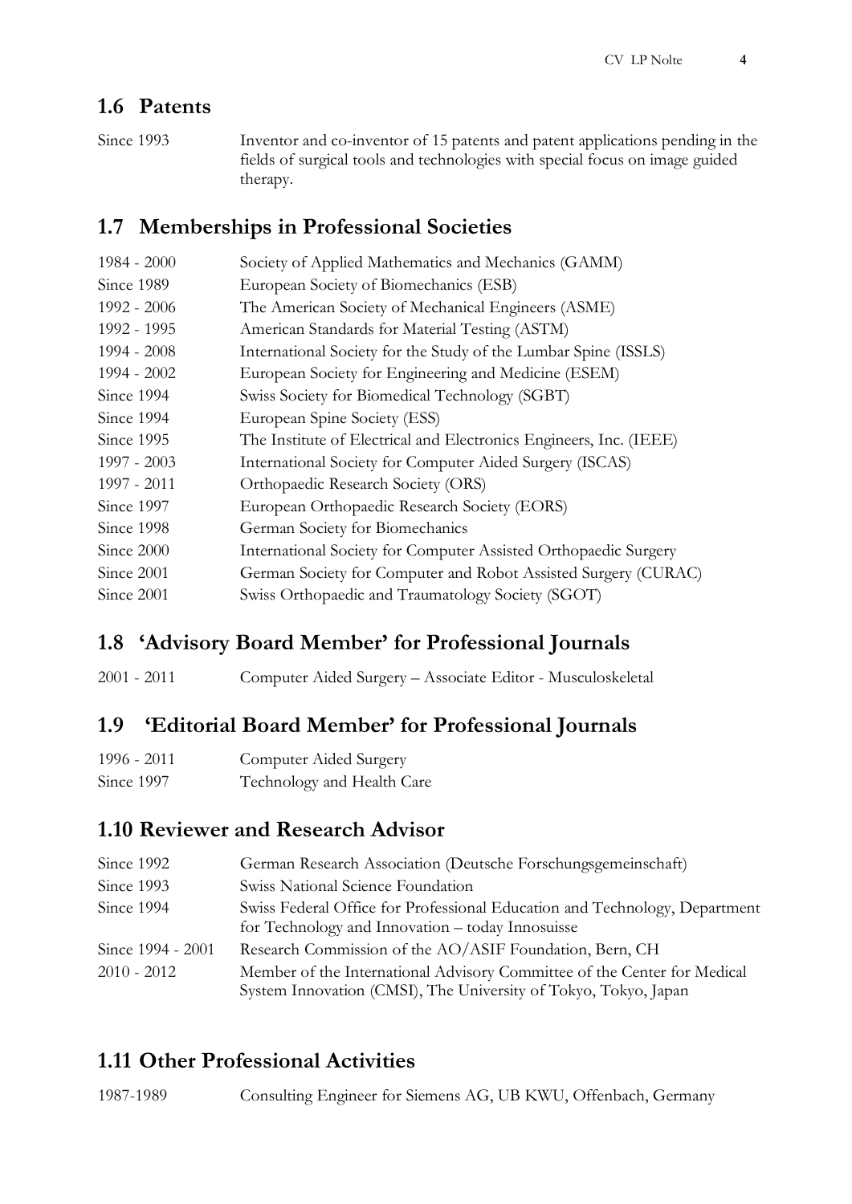## 1.6 Patents

| | |
|---|---|
| Since 1993 | Inventor and co-inventor of 15 patents and patent applications pending in the fields of surgical tools and technologies with special focus on image guided therapy. |

## 1.7 Memberships in Professional Societies

| | |
|---|---|
| 1984 - 2000 | Society of Applied Mathematics and Mechanics (GAMM) |
| Since 1989 | European Society of Biomechanics (ESB) |
| 1992 - 2006 | The American Society of Mechanical Engineers (ASME) |
| 1992 - 1995 | American Standards for Material Testing (ASTM) |
| 1994 - 2008 | International Society for the Study of the Lumbar Spine (ISSLS) |
| 1994 - 2002 | European Society for Engineering and Medicine (ESEM) |
| Since 1994 | Swiss Society for Biomedical Technology (SGBT) |
| Since 1994 | European Spine Society (ESS) |
| Since 1995 | The Institute of Electrical and Electronics Engineers, Inc. (IEEE) |
| 1997 - 2003 | International Society for Computer Aided Surgery (ISCAS) |
| 1997 - 2011 | Orthopaedic Research Society (ORS) |
| Since 1997 | European Orthopaedic Research Society (EORS) |
| Since 1998 | German Society for Biomechanics |
| Since 2000 | International Society for Computer Assisted Orthopaedic Surgery |
| Since 2001 | German Society for Computer and Robot Assisted Surgery (CURAC) |
| Since 2001 | Swiss Orthopaedic and Traumatology Society (SGOT) |

## 1.8 'Advisory Board Member' for Professional Journals

| | |
|---|---|
| 2001 - 2011 | Computer Aided Surgery – Associate Editor - Musculoskeletal |

## 1.9 'Editorial Board Member' for Professional Journals

| | |
|---|---|
| 1996 - 2011 | Computer Aided Surgery |
| Since 1997 | Technology and Health Care |

## 1.10 Reviewer and Research Advisor

| | |
|---|---|
| Since 1992 | German Research Association (Deutsche Forschungsgemeinschaft) |
| Since 1993 | Swiss National Science Foundation |
| Since 1994 | Swiss Federal Office for Professional Education and Technology, Department for Technology and Innovation – today Innosuisse |
| Since 1994 - 2001 | Research Commission of the AO/ASIF Foundation, Bern, CH |
| 2010 - 2012 | Member of the International Advisory Committee of the Center for Medical System Innovation (CMSI), The University of Tokyo, Tokyo, Japan |

## 1.11 Other Professional Activities

| | |
|---|---|
| 1987-1989 | Consulting Engineer for Siemens AG, UB KWU, Offenbach, Germany |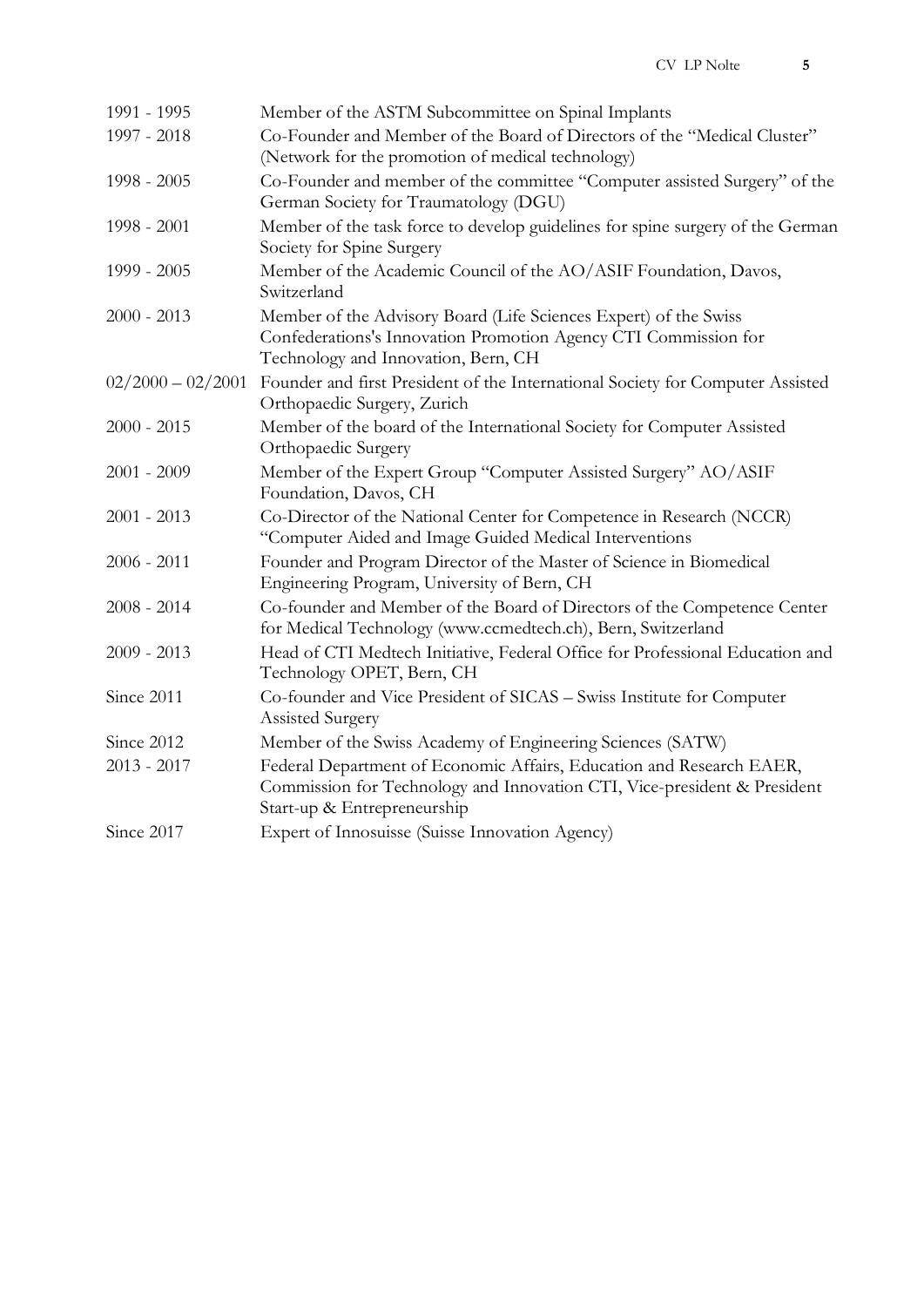| | |
|---|---|
| 1991 - 1995 | Member of the ASTM Subcommittee on Spinal Implants |
| 1997 - 2018 | Co-Founder and Member of the Board of Directors of the "Medical Cluster" (Network for the promotion of medical technology) |
| 1998 - 2005 | Co-Founder and member of the committee "Computer assisted Surgery" of the German Society for Traumatology (DGU) |
| 1998 - 2001 | Member of the task force to develop guidelines for spine surgery of the German Society for Spine Surgery |
| 1999 - 2005 | Member of the Academic Council of the AO/ASIF Foundation, Davos, Switzerland |
| 2000 - 2013 | Member of the Advisory Board (Life Sciences Expert) of the Swiss Confederations's Innovation Promotion Agency CTI Commission for Technology and Innovation, Bern, CH |
| 02/2000 – 02/2001 | Founder and first President of the International Society for Computer Assisted Orthopaedic Surgery, Zurich |
| 2000 - 2015 | Member of the board of the International Society for Computer Assisted Orthopaedic Surgery |
| 2001 - 2009 | Member of the Expert Group "Computer Assisted Surgery" AO/ASIF Foundation, Davos, CH |
| 2001 - 2013 | Co-Director of the National Center for Competence in Research (NCCR) "Computer Aided and Image Guided Medical Interventions |
| 2006 - 2011 | Founder and Program Director of the Master of Science in Biomedical Engineering Program, University of Bern, CH |
| 2008 - 2014 | Co-founder and Member of the Board of Directors of the Competence Center for Medical Technology (www.ccmedtech.ch), Bern, Switzerland |
| 2009 - 2013 | Head of CTI Medtech Initiative, Federal Office for Professional Education and Technology OPET, Bern, CH |
| Since 2011 | Co-founder and Vice President of SICAS – Swiss Institute for Computer Assisted Surgery |
| Since 2012 | Member of the Swiss Academy of Engineering Sciences (SATW) |
| 2013 - 2017 | Federal Department of Economic Affairs, Education and Research EAER, Commission for Technology and Innovation CTI, Vice-president & President Start-up & Entrepreneurship |
| Since 2017 | Expert of Innosuisse (Suisse Innovation Agency) |